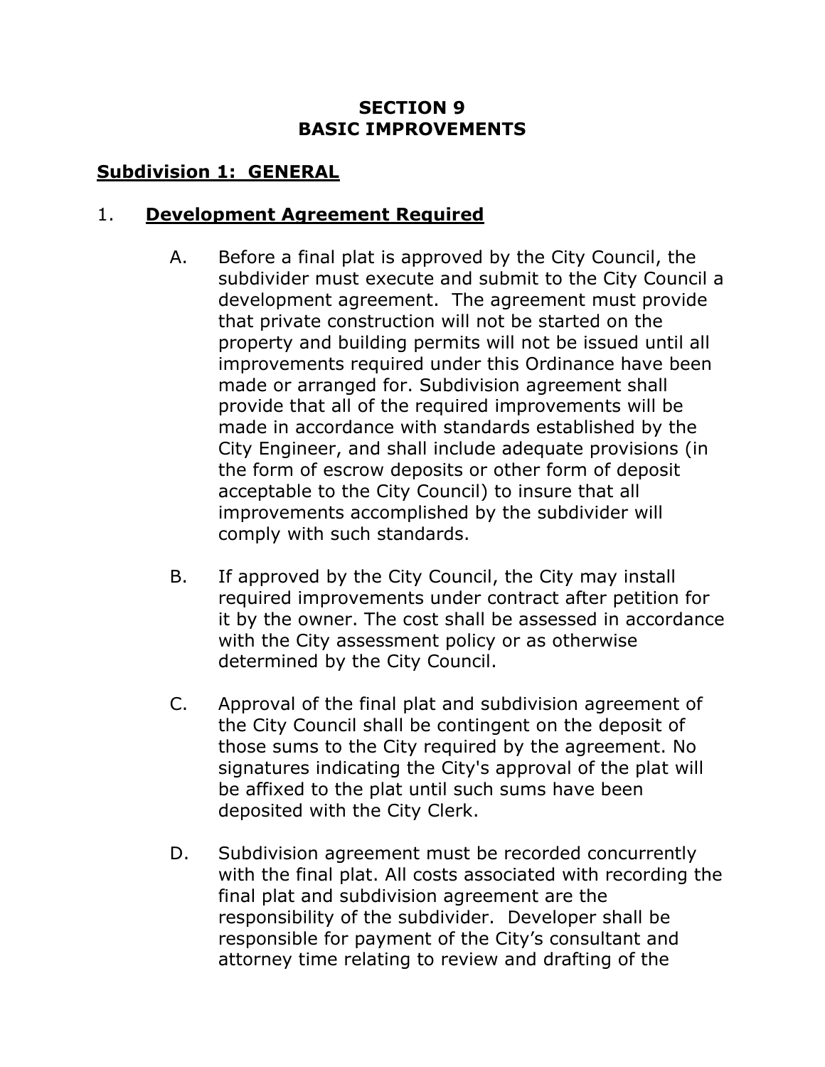# SECTION 9
# BASIC IMPROVEMENTS

## Subdivision 1: GENERAL

### 1. Development Agreement Required

A. Before a final plat is approved by the City Council, the subdivider must execute and submit to the City Council a development agreement. The agreement must provide that private construction will not be started on the property and building permits will not be issued until all improvements required under this Ordinance have been made or arranged for. Subdivision agreement shall provide that all of the required improvements will be made in accordance with standards established by the City Engineer, and shall include adequate provisions (in the form of escrow deposits or other form of deposit acceptable to the City Council) to insure that all improvements accomplished by the subdivider will comply with such standards.

B. If approved by the City Council, the City may install required improvements under contract after petition for it by the owner. The cost shall be assessed in accordance with the City assessment policy or as otherwise determined by the City Council.

C. Approval of the final plat and subdivision agreement of the City Council shall be contingent on the deposit of those sums to the City required by the agreement. No signatures indicating the City's approval of the plat will be affixed to the plat until such sums have been deposited with the City Clerk.

D. Subdivision agreement must be recorded concurrently with the final plat. All costs associated with recording the final plat and subdivision agreement are the responsibility of the subdivider. Developer shall be responsible for payment of the City's consultant and attorney time relating to review and drafting of the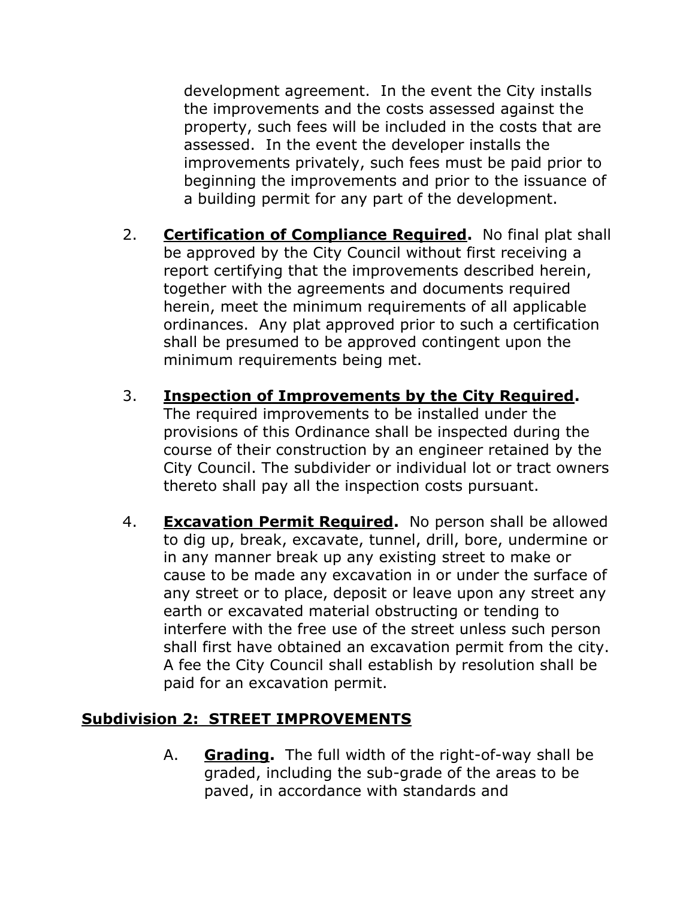development agreement. In the event the City installs the improvements and the costs assessed against the property, such fees will be included in the costs that are assessed. In the event the developer installs the improvements privately, such fees must be paid prior to beginning the improvements and prior to the issuance of a building permit for any part of the development.

2. **Certification of Compliance Required.** No final plat shall be approved by the City Council without first receiving a report certifying that the improvements described herein, together with the agreements and documents required herein, meet the minimum requirements of all applicable ordinances. Any plat approved prior to such a certification shall be presumed to be approved contingent upon the minimum requirements being met.

3. **Inspection of Improvements by the City Required.** The required improvements to be installed under the provisions of this Ordinance shall be inspected during the course of their construction by an engineer retained by the City Council. The subdivider or individual lot or tract owners thereto shall pay all the inspection costs pursuant.

4. **Excavation Permit Required.** No person shall be allowed to dig up, break, excavate, tunnel, drill, bore, undermine or in any manner break up any existing street to make or cause to be made any excavation in or under the surface of any street or to place, deposit or leave upon any street any earth or excavated material obstructing or tending to interfere with the free use of the street unless such person shall first have obtained an excavation permit from the city. A fee the City Council shall establish by resolution shall be paid for an excavation permit.

## Subdivision 2: STREET IMPROVEMENTS

A. **Grading.** The full width of the right-of-way shall be graded, including the sub-grade of the areas to be paved, in accordance with standards and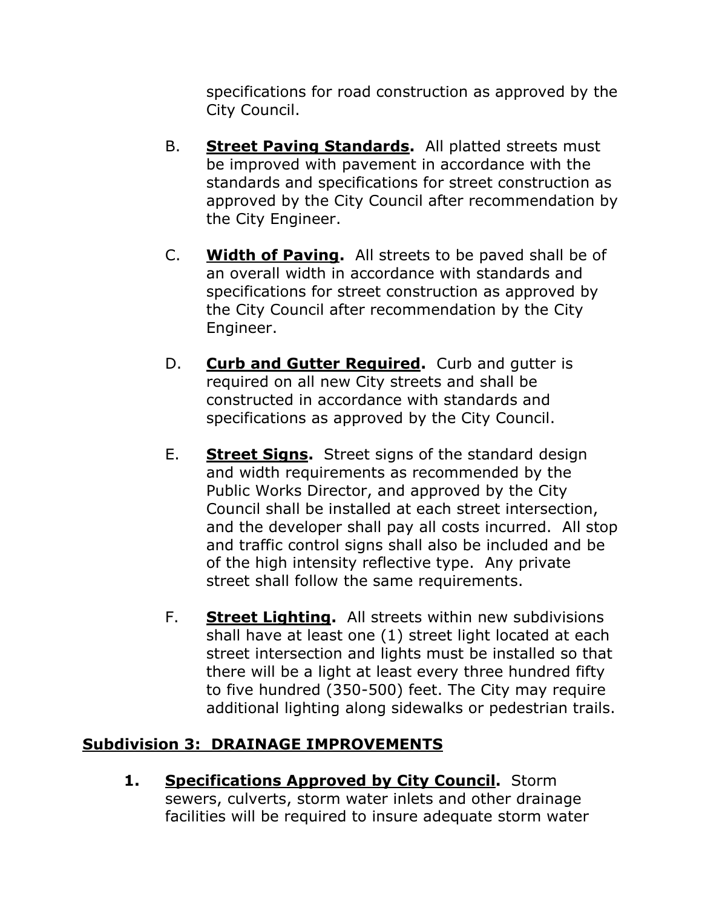specifications for road construction as approved by the City Council.

B. **Street Paving Standards.** All platted streets must be improved with pavement in accordance with the standards and specifications for street construction as approved by the City Council after recommendation by the City Engineer.

C. **Width of Paving.** All streets to be paved shall be of an overall width in accordance with standards and specifications for street construction as approved by the City Council after recommendation by the City Engineer.

D. **Curb and Gutter Required.** Curb and gutter is required on all new City streets and shall be constructed in accordance with standards and specifications as approved by the City Council.

E. **Street Signs.** Street signs of the standard design and width requirements as recommended by the Public Works Director, and approved by the City Council shall be installed at each street intersection, and the developer shall pay all costs incurred. All stop and traffic control signs shall also be included and be of the high intensity reflective type. Any private street shall follow the same requirements.

F. **Street Lighting.** All streets within new subdivisions shall have at least one (1) street light located at each street intersection and lights must be installed so that there will be a light at least every three hundred fifty to five hundred (350-500) feet. The City may require additional lighting along sidewalks or pedestrian trails.

## Subdivision 3: DRAINAGE IMPROVEMENTS

**1. Specifications Approved by City Council.** Storm sewers, culverts, storm water inlets and other drainage facilities will be required to insure adequate storm water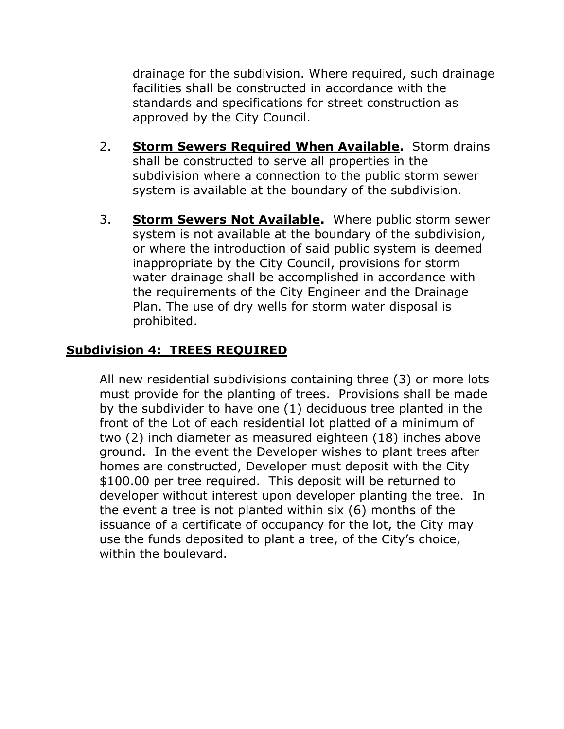drainage for the subdivision. Where required, such drainage facilities shall be constructed in accordance with the standards and specifications for street construction as approved by the City Council.

2. **Storm Sewers Required When Available.** Storm drains shall be constructed to serve all properties in the subdivision where a connection to the public storm sewer system is available at the boundary of the subdivision.

3. **Storm Sewers Not Available.** Where public storm sewer system is not available at the boundary of the subdivision, or where the introduction of said public system is deemed inappropriate by the City Council, provisions for storm water drainage shall be accomplished in accordance with the requirements of the City Engineer and the Drainage Plan. The use of dry wells for storm water disposal is prohibited.

## Subdivision 4: TREES REQUIRED

All new residential subdivisions containing three (3) or more lots must provide for the planting of trees. Provisions shall be made by the subdivider to have one (1) deciduous tree planted in the front of the Lot of each residential lot platted of a minimum of two (2) inch diameter as measured eighteen (18) inches above ground. In the event the Developer wishes to plant trees after homes are constructed, Developer must deposit with the City $100.00 per tree required. This deposit will be returned to developer without interest upon developer planting the tree. In the event a tree is not planted within six (6) months of the issuance of a certificate of occupancy for the lot, the City may use the funds deposited to plant a tree, of the City's choice, within the boulevard.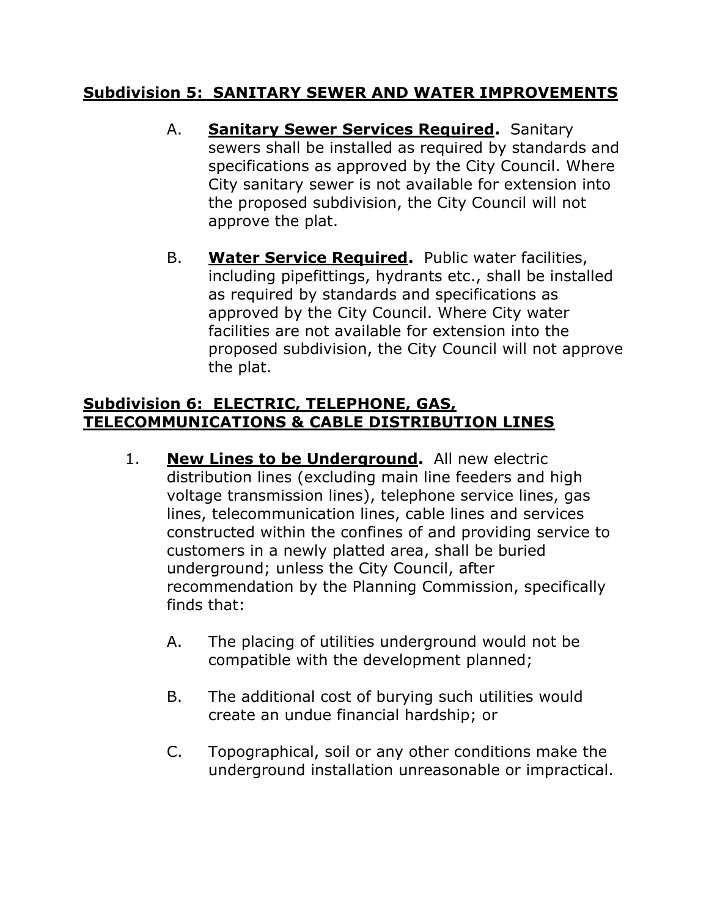## Subdivision 5: SANITARY SEWER AND WATER IMPROVEMENTS

A. **Sanitary Sewer Services Required.** Sanitary sewers shall be installed as required by standards and specifications as approved by the City Council. Where City sanitary sewer is not available for extension into the proposed subdivision, the City Council will not approve the plat.

B. **Water Service Required.** Public water facilities, including pipefittings, hydrants etc., shall be installed as required by standards and specifications as approved by the City Council. Where City water facilities are not available for extension into the proposed subdivision, the City Council will not approve the plat.

## Subdivision 6: ELECTRIC, TELEPHONE, GAS, TELECOMMUNICATIONS & CABLE DISTRIBUTION LINES

1. **New Lines to be Underground.** All new electric distribution lines (excluding main line feeders and high voltage transmission lines), telephone service lines, gas lines, telecommunication lines, cable lines and services constructed within the confines of and providing service to customers in a newly platted area, shall be buried underground; unless the City Council, after recommendation by the Planning Commission, specifically finds that:

   A. The placing of utilities underground would not be compatible with the development planned;

   B. The additional cost of burying such utilities would create an undue financial hardship; or

   C. Topographical, soil or any other conditions make the underground installation unreasonable or impractical.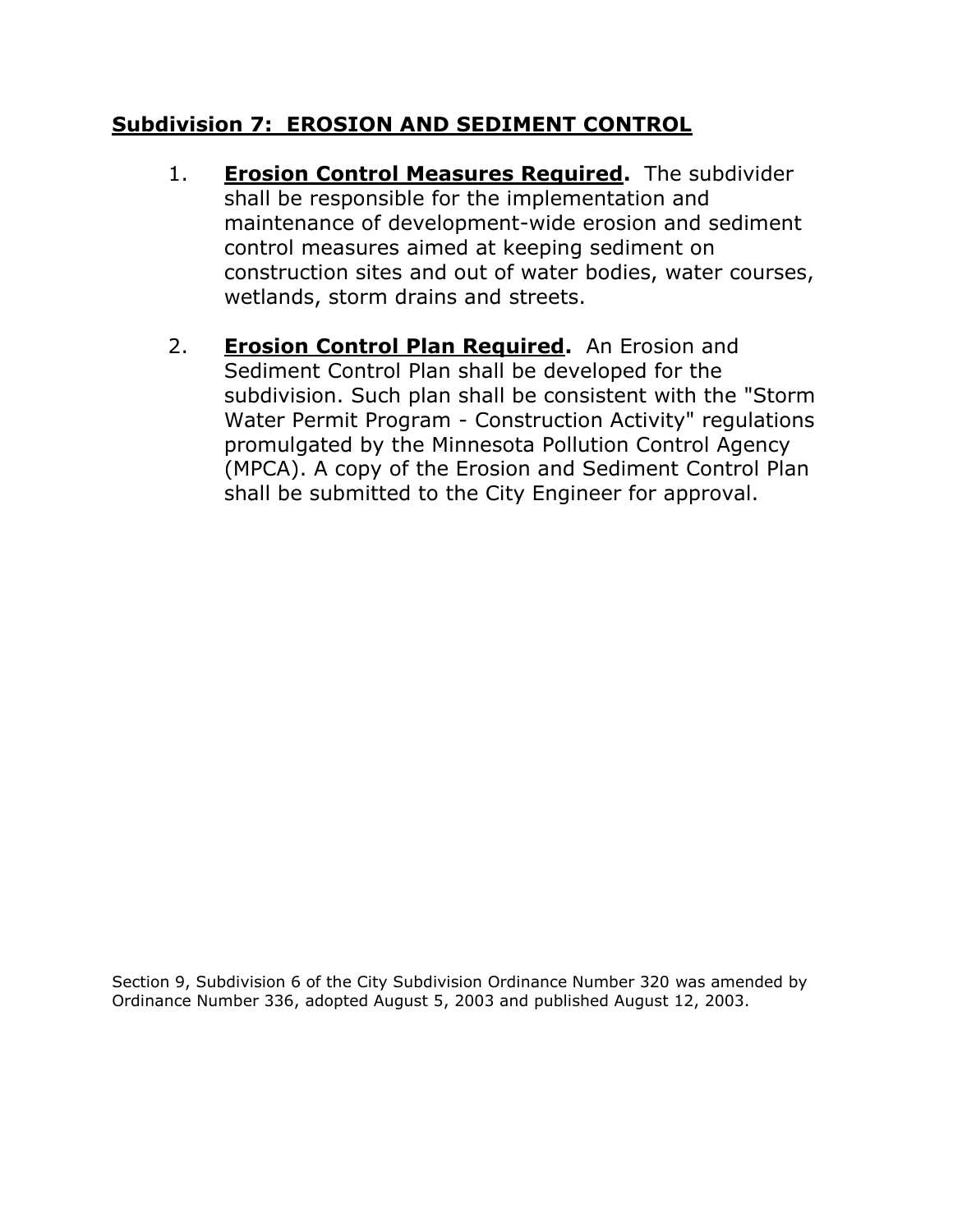## Subdivision 7: EROSION AND SEDIMENT CONTROL

1. **Erosion Control Measures Required.** The subdivider shall be responsible for the implementation and maintenance of development-wide erosion and sediment control measures aimed at keeping sediment on construction sites and out of water bodies, water courses, wetlands, storm drains and streets.

2. **Erosion Control Plan Required.** An Erosion and Sediment Control Plan shall be developed for the subdivision. Such plan shall be consistent with the "Storm Water Permit Program - Construction Activity" regulations promulgated by the Minnesota Pollution Control Agency (MPCA). A copy of the Erosion and Sediment Control Plan shall be submitted to the City Engineer for approval.

Section 9, Subdivision 6 of the City Subdivision Ordinance Number 320 was amended by Ordinance Number 336, adopted August 5, 2003 and published August 12, 2003.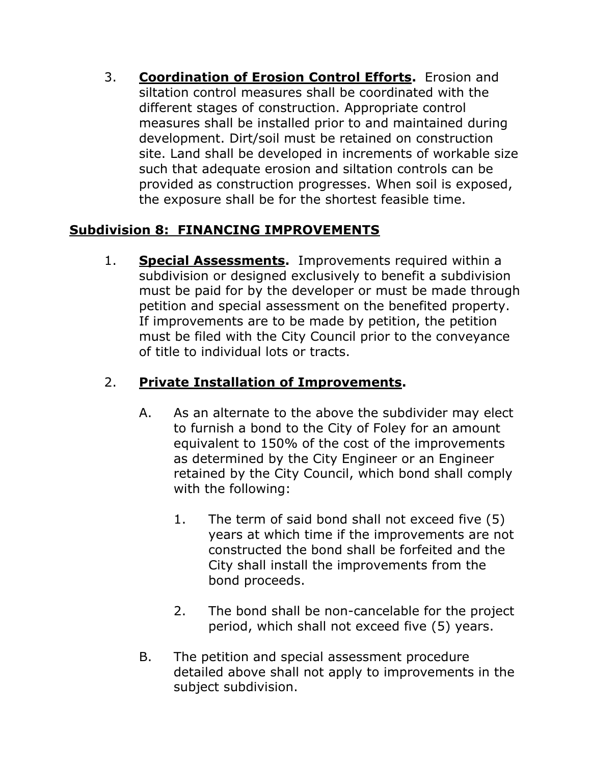3. **Coordination of Erosion Control Efforts.** Erosion and siltation control measures shall be coordinated with the different stages of construction. Appropriate control measures shall be installed prior to and maintained during development. Dirt/soil must be retained on construction site. Land shall be developed in increments of workable size such that adequate erosion and siltation controls can be provided as construction progresses. When soil is exposed, the exposure shall be for the shortest feasible time.

## Subdivision 8: FINANCING IMPROVEMENTS

1. **Special Assessments.** Improvements required within a subdivision or designed exclusively to benefit a subdivision must be paid for by the developer or must be made through petition and special assessment on the benefited property. If improvements are to be made by petition, the petition must be filed with the City Council prior to the conveyance of title to individual lots or tracts.

2. **Private Installation of Improvements.**

   A. As an alternate to the above the subdivider may elect to furnish a bond to the City of Foley for an amount equivalent to 150% of the cost of the improvements as determined by the City Engineer or an Engineer retained by the City Council, which bond shall comply with the following:

      1. The term of said bond shall not exceed five (5) years at which time if the improvements are not constructed the bond shall be forfeited and the City shall install the improvements from the bond proceeds.

      2. The bond shall be non-cancelable for the project period, which shall not exceed five (5) years.

   B. The petition and special assessment procedure detailed above shall not apply to improvements in the subject subdivision.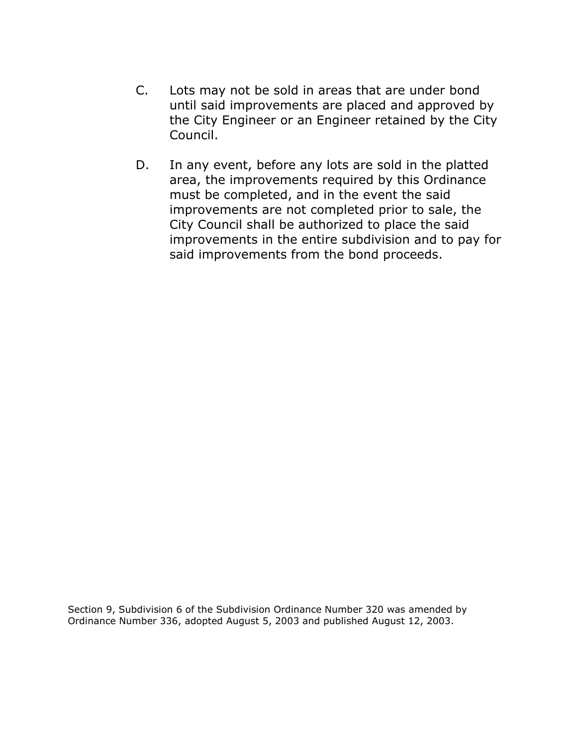C. Lots may not be sold in areas that are under bond until said improvements are placed and approved by the City Engineer or an Engineer retained by the City Council.

D. In any event, before any lots are sold in the platted area, the improvements required by this Ordinance must be completed, and in the event the said improvements are not completed prior to sale, the City Council shall be authorized to place the said improvements in the entire subdivision and to pay for said improvements from the bond proceeds.

Section 9, Subdivision 6 of the Subdivision Ordinance Number 320 was amended by Ordinance Number 336, adopted August 5, 2003 and published August 12, 2003.